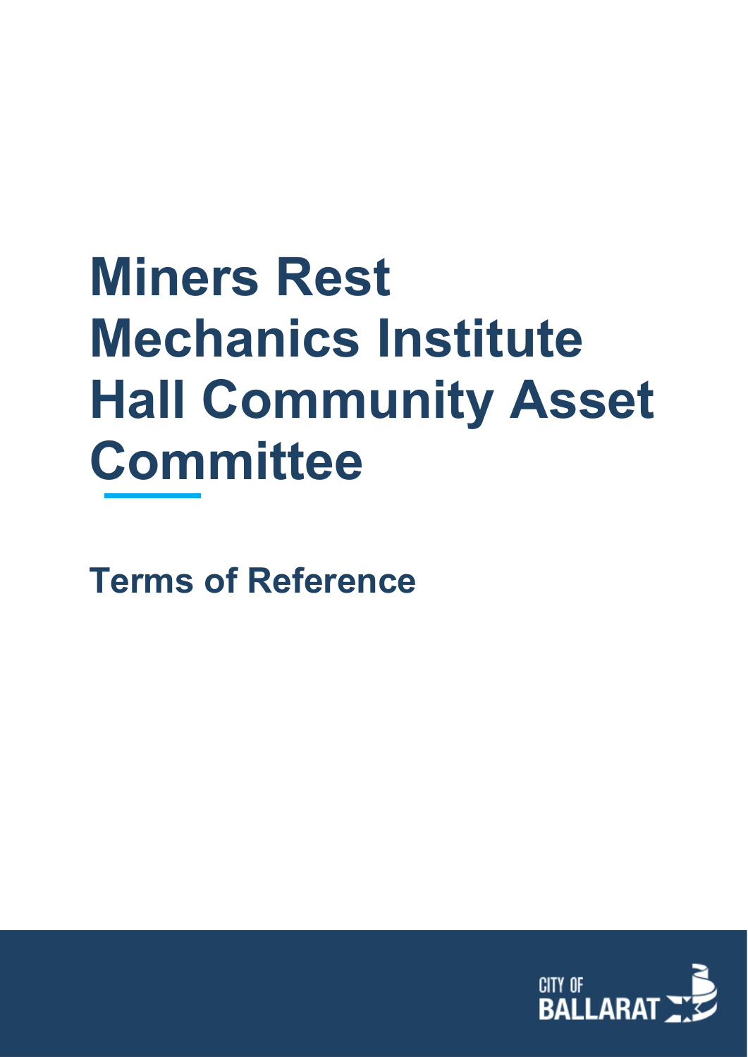# Miners Rest Mechanics Institute Hall Community Asset Committee

## Terms of Reference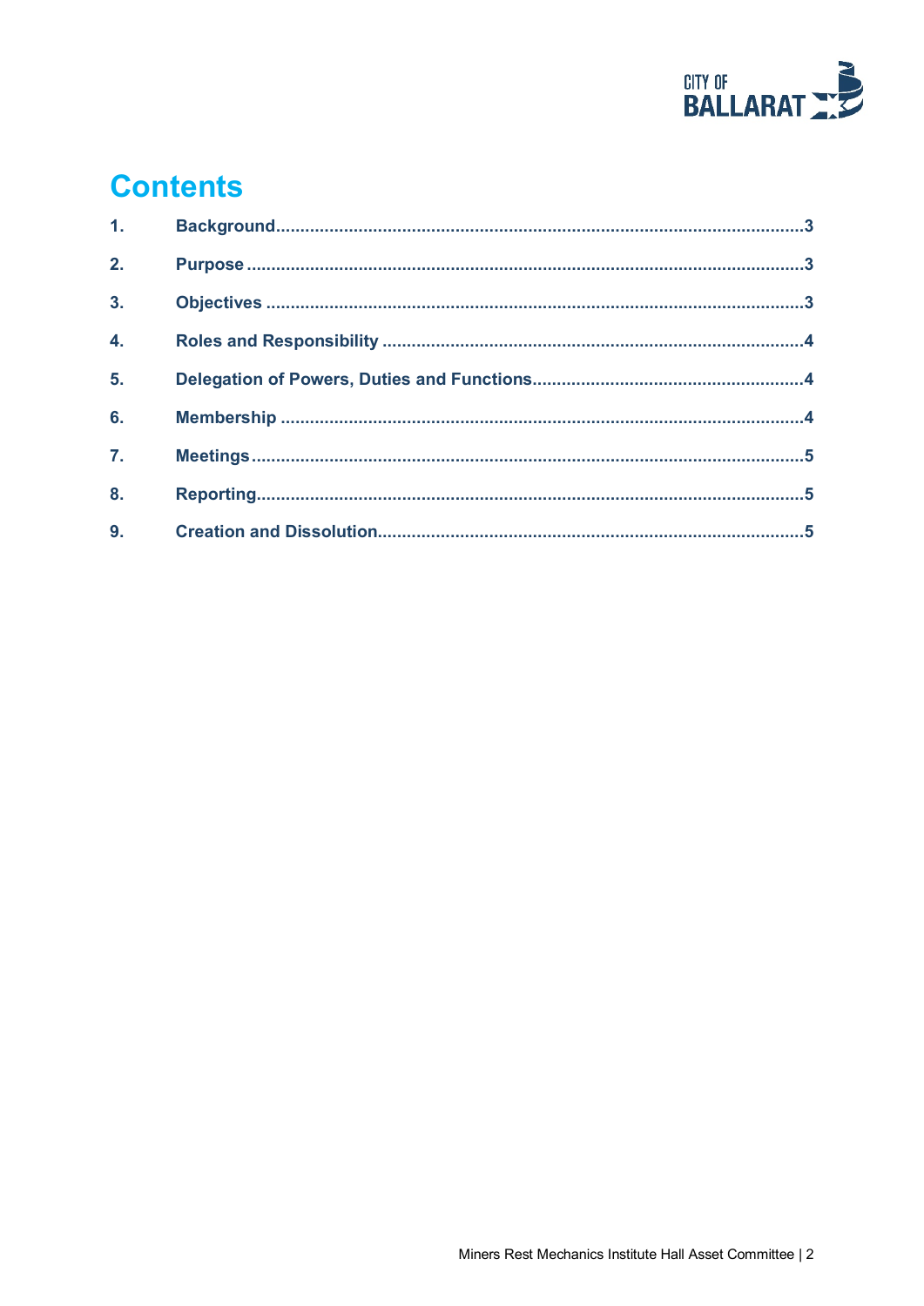# Contents

1. Background ... 3
2. Purpose ... 3
3. Objectives ... 3
4. Roles and Responsibility ... 4
5. Delegation of Powers, Duties and Functions ... 4
6. Membership ... 4
7. Meetings ... 5
8. Reporting ... 5
9. Creation and Dissolution ... 5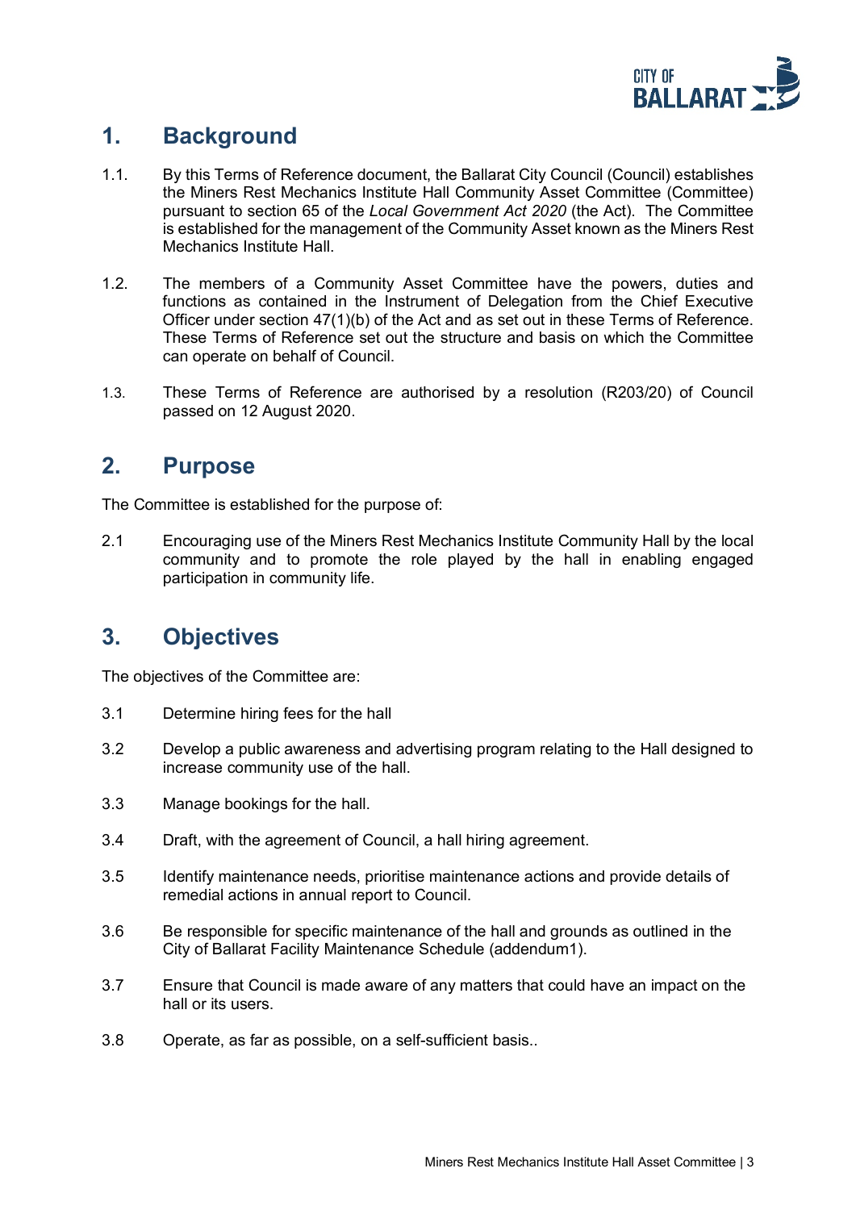## 1. Background

1.1. By this Terms of Reference document, the Ballarat City Council (Council) establishes the Miners Rest Mechanics Institute Hall Community Asset Committee (Committee) pursuant to section 65 of the *Local Government Act 2020* (the Act). The Committee is established for the management of the Community Asset known as the Miners Rest Mechanics Institute Hall.

1.2. The members of a Community Asset Committee have the powers, duties and functions as contained in the Instrument of Delegation from the Chief Executive Officer under section 47(1)(b) of the Act and as set out in these Terms of Reference. These Terms of Reference set out the structure and basis on which the Committee can operate on behalf of Council.

1.3. These Terms of Reference are authorised by a resolution (R203/20) of Council passed on 12 August 2020.

## 2. Purpose

The Committee is established for the purpose of:

2.1 Encouraging use of the Miners Rest Mechanics Institute Community Hall by the local community and to promote the role played by the hall in enabling engaged participation in community life.

## 3. Objectives

The objectives of the Committee are:

3.1 Determine hiring fees for the hall

3.2 Develop a public awareness and advertising program relating to the Hall designed to increase community use of the hall.

3.3 Manage bookings for the hall.

3.4 Draft, with the agreement of Council, a hall hiring agreement.

3.5 Identify maintenance needs, prioritise maintenance actions and provide details of remedial actions in annual report to Council.

3.6 Be responsible for specific maintenance of the hall and grounds as outlined in the City of Ballarat Facility Maintenance Schedule (addendum1).

3.7 Ensure that Council is made aware of any matters that could have an impact on the hall or its users.

3.8 Operate, as far as possible, on a self-sufficient basis..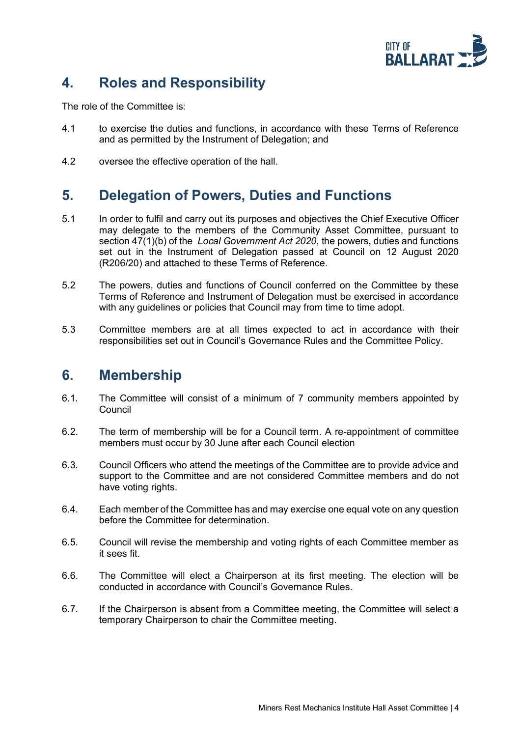## 4. Roles and Responsibility

The role of the Committee is:

4.1 to exercise the duties and functions, in accordance with these Terms of Reference and as permitted by the Instrument of Delegation; and

4.2 oversee the effective operation of the hall.

## 5. Delegation of Powers, Duties and Functions

5.1 In order to fulfil and carry out its purposes and objectives the Chief Executive Officer may delegate to the members of the Community Asset Committee, pursuant to section 47(1)(b) of the *Local Government Act 2020*, the powers, duties and functions set out in the Instrument of Delegation passed at Council on 12 August 2020 (R206/20) and attached to these Terms of Reference.

5.2 The powers, duties and functions of Council conferred on the Committee by these Terms of Reference and Instrument of Delegation must be exercised in accordance with any guidelines or policies that Council may from time to time adopt.

5.3 Committee members are at all times expected to act in accordance with their responsibilities set out in Council's Governance Rules and the Committee Policy.

## 6. Membership

6.1. The Committee will consist of a minimum of 7 community members appointed by Council

6.2. The term of membership will be for a Council term. A re-appointment of committee members must occur by 30 June after each Council election

6.3. Council Officers who attend the meetings of the Committee are to provide advice and support to the Committee and are not considered Committee members and do not have voting rights.

6.4. Each member of the Committee has and may exercise one equal vote on any question before the Committee for determination.

6.5. Council will revise the membership and voting rights of each Committee member as it sees fit.

6.6. The Committee will elect a Chairperson at its first meeting. The election will be conducted in accordance with Council's Governance Rules.

6.7. If the Chairperson is absent from a Committee meeting, the Committee will select a temporary Chairperson to chair the Committee meeting.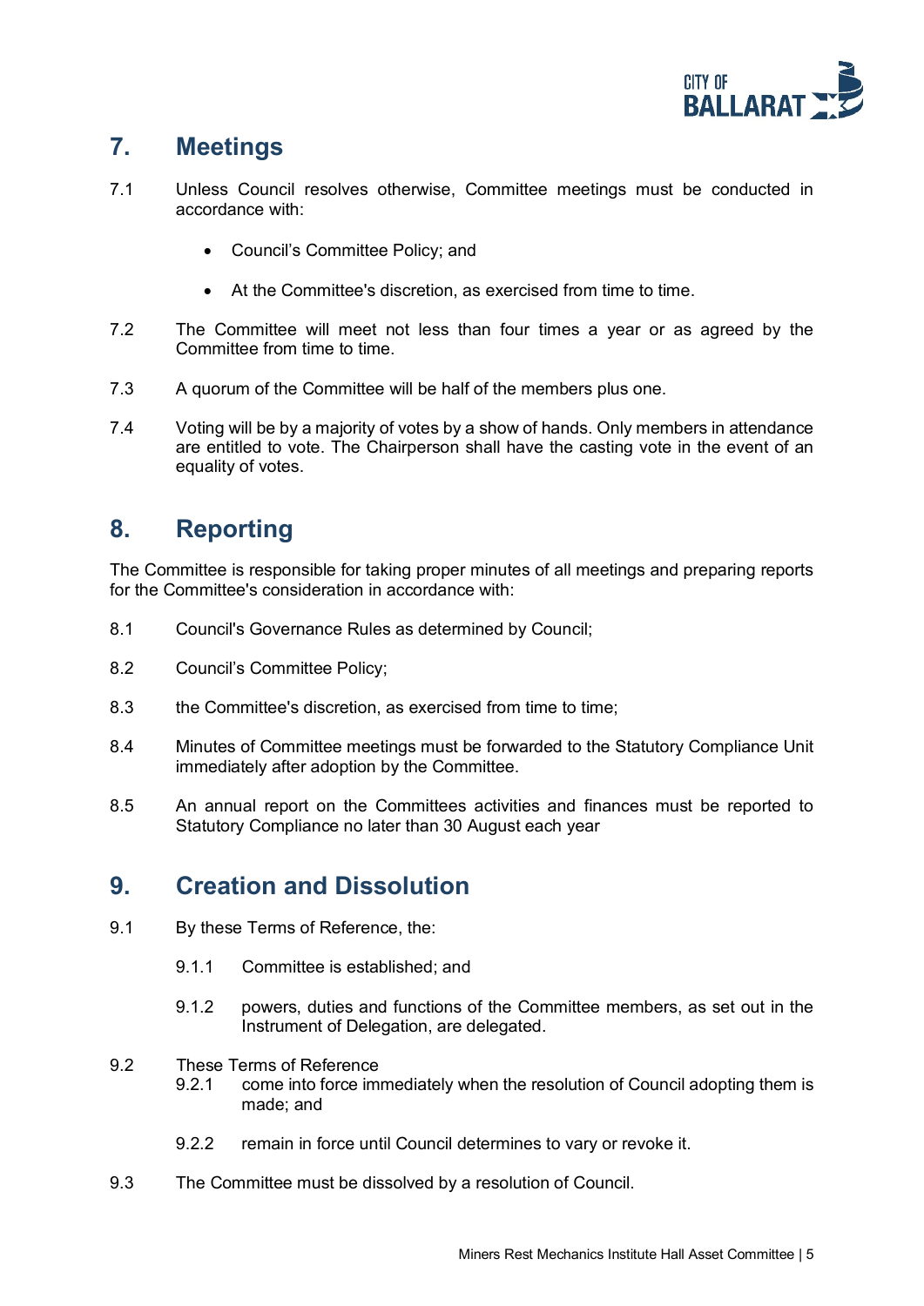## 7. Meetings

7.1 Unless Council resolves otherwise, Committee meetings must be conducted in accordance with:

- Council's Committee Policy; and
- At the Committee's discretion, as exercised from time to time.

7.2 The Committee will meet not less than four times a year or as agreed by the Committee from time to time.

7.3 A quorum of the Committee will be half of the members plus one.

7.4 Voting will be by a majority of votes by a show of hands. Only members in attendance are entitled to vote. The Chairperson shall have the casting vote in the event of an equality of votes.

## 8. Reporting

The Committee is responsible for taking proper minutes of all meetings and preparing reports for the Committee's consideration in accordance with:

8.1 Council's Governance Rules as determined by Council;

8.2 Council's Committee Policy;

8.3 the Committee's discretion, as exercised from time to time;

8.4 Minutes of Committee meetings must be forwarded to the Statutory Compliance Unit immediately after adoption by the Committee.

8.5 An annual report on the Committees activities and finances must be reported to Statutory Compliance no later than 30 August each year

## 9. Creation and Dissolution

9.1 By these Terms of Reference, the:

9.1.1 Committee is established; and

9.1.2 powers, duties and functions of the Committee members, as set out in the Instrument of Delegation, are delegated.

9.2 These Terms of Reference

9.2.1 come into force immediately when the resolution of Council adopting them is made; and

9.2.2 remain in force until Council determines to vary or revoke it.

9.3 The Committee must be dissolved by a resolution of Council.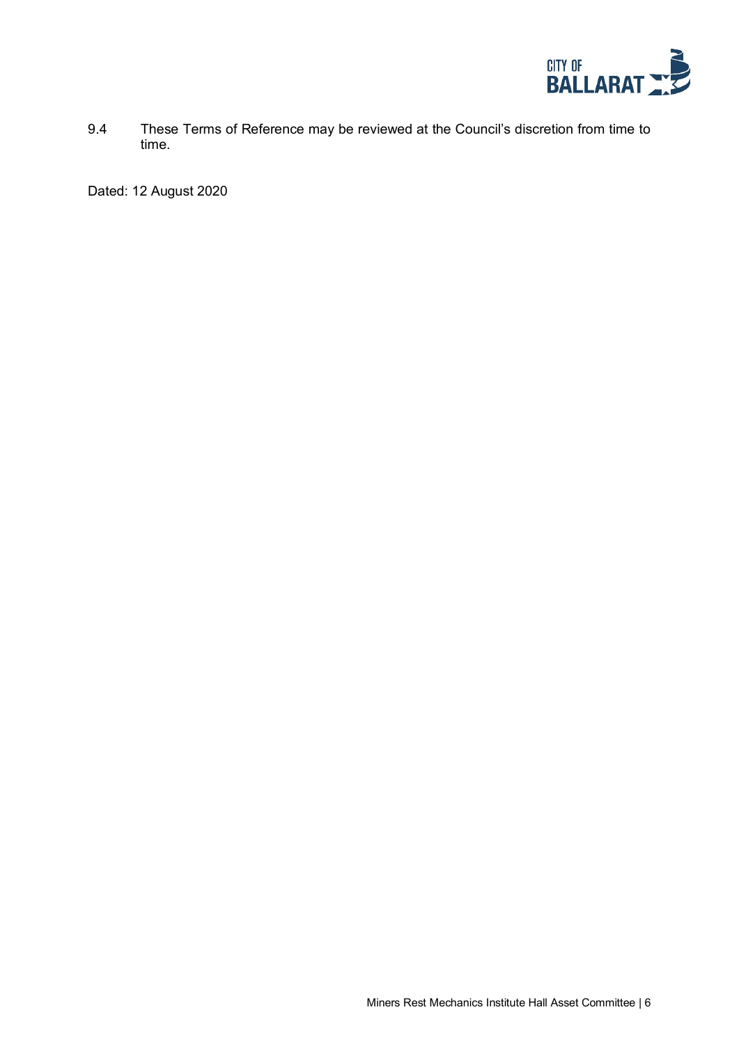9.4 These Terms of Reference may be reviewed at the Council's discretion from time to time.

Dated: 12 August 2020